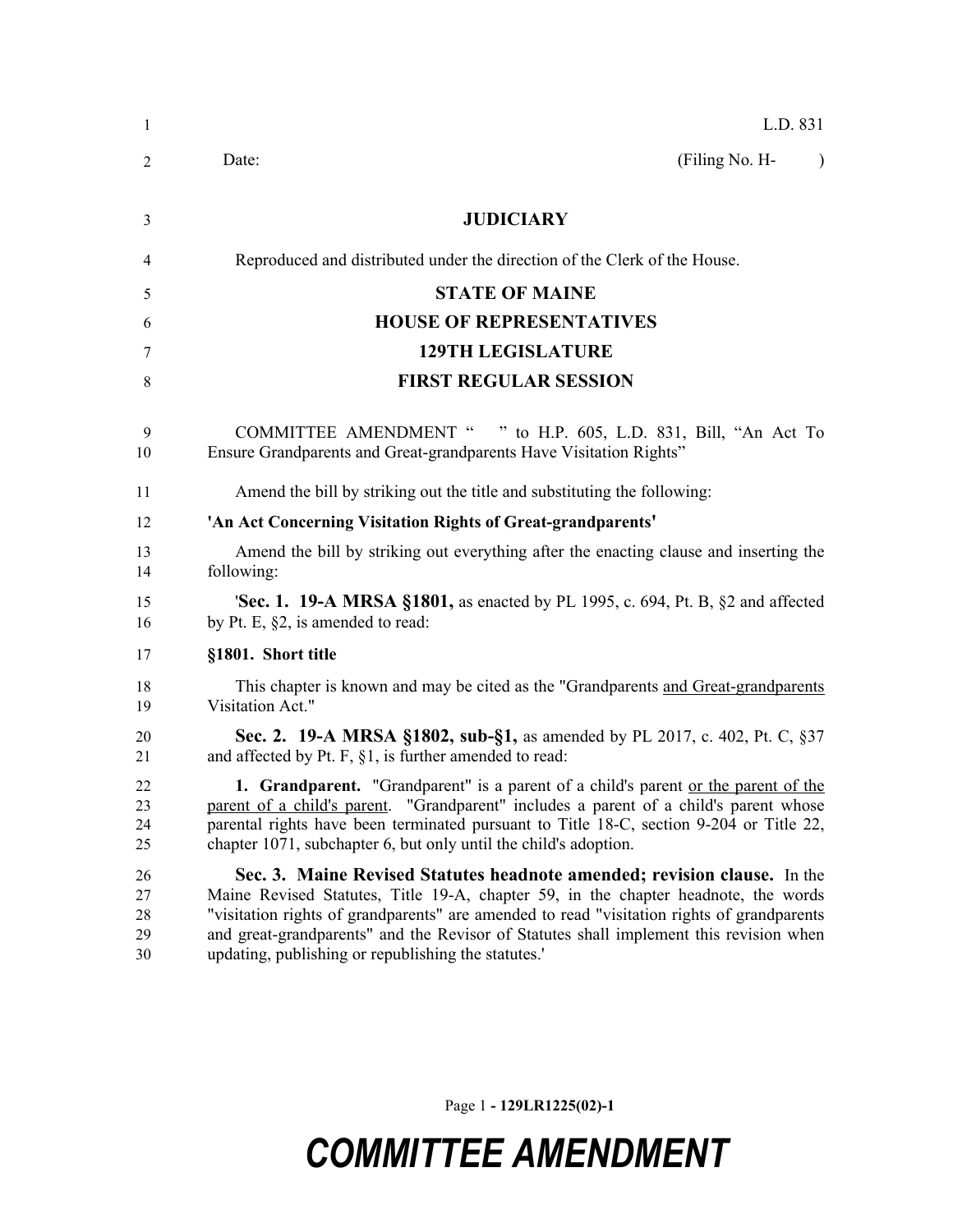L.D. 831

Date: (Filing No. H- )

**JUDICIARY**

Reproduced and distributed under the direction of the Clerk of the House.

**STATE OF MAINE**

**HOUSE OF REPRESENTATIVES**

**129TH LEGISLATURE**

**FIRST REGULAR SESSION**

COMMITTEE AMENDMENT " " to H.P. 605, L.D. 831, Bill, "An Act To Ensure Grandparents and Great-grandparents Have Visitation Rights"

Amend the bill by striking out the title and substituting the following:

**'An Act Concerning Visitation Rights of Great-grandparents'**

Amend the bill by striking out everything after the enacting clause and inserting the following:

'**Sec. 1. 19-A MRSA §1801,** as enacted by PL 1995, c. 694, Pt. B, §2 and affected by Pt. E, §2, is amended to read:

**§1801. Short title**

This chapter is known and may be cited as the "Grandparents <u>and Great-grandparents</u> Visitation Act."

**Sec. 2. 19-A MRSA §1802, sub-§1,** as amended by PL 2017, c. 402, Pt. C, §37 and affected by Pt. F, §1, is further amended to read:

**1. Grandparent.** "Grandparent" is a parent of a child's parent <u>or the parent of the parent of a child's parent</u>. "Grandparent" includes a parent of a child's parent whose parental rights have been terminated pursuant to Title 18-C, section 9-204 or Title 22, chapter 1071, subchapter 6, but only until the child's adoption.

**Sec. 3. Maine Revised Statutes headnote amended; revision clause.** In the Maine Revised Statutes, Title 19-A, chapter 59, in the chapter headnote, the words "visitation rights of grandparents" are amended to read "visitation rights of grandparents and great-grandparents" and the Revisor of Statutes shall implement this revision when updating, publishing or republishing the statutes.'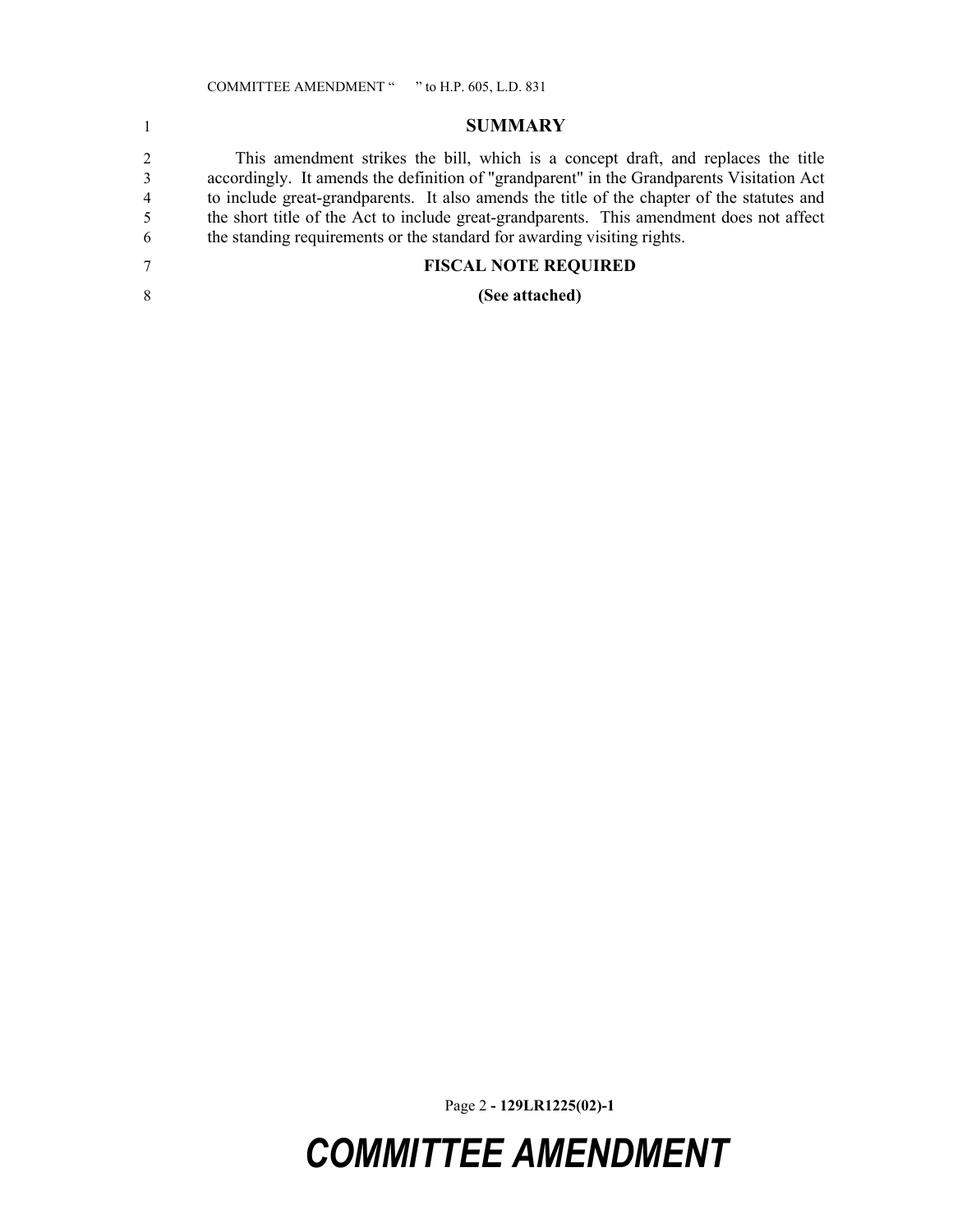## SUMMARY

This amendment strikes the bill, which is a concept draft, and replaces the title accordingly. It amends the definition of "grandparent" in the Grandparents Visitation Act to include great-grandparents. It also amends the title of the chapter of the statutes and the short title of the Act to include great-grandparents. This amendment does not affect the standing requirements or the standard for awarding visiting rights.

**FISCAL NOTE REQUIRED**

**(See attached)**